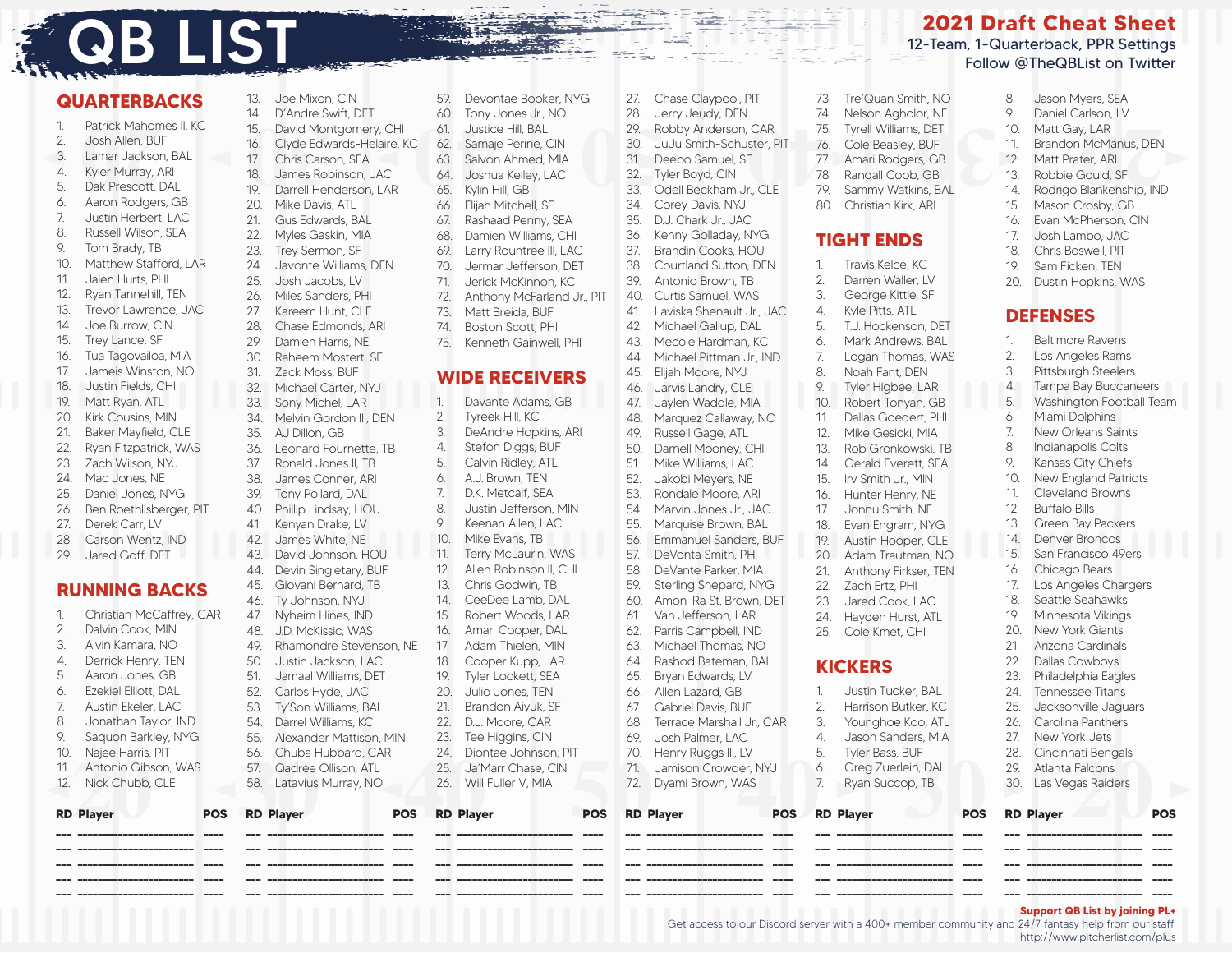# QB LIST

## 2021 Draft Cheat Sheet

12-Team, 1-Quarterback, PPR Settings

Follow @TheQBList on Twitter

## QUARTERBACKS

1. Patrick Mahomes II, KC
2. Josh Allen, BUF
3. Lamar Jackson, BAL
4. Kyler Murray, ARI
5. Dak Prescott, DAL
6. Aaron Rodgers, GB
7. Justin Herbert, LAC
8. Russell Wilson, SEA
9. Tom Brady, TB
10. Matthew Stafford, LAR
11. Jalen Hurts, PHI
12. Ryan Tannehill, TEN
13. Trevor Lawrence, JAC
14. Joe Burrow, CIN
15. Trey Lance, SF
16. Tua Tagovailoa, MIA
17. Jameis Winston, NO
18. Justin Fields, CHI
19. Matt Ryan, ATL
20. Kirk Cousins, MIN
21. Baker Mayfield, CLE
22. Ryan Fitzpatrick, WAS
23. Zach Wilson, NYJ
24. Mac Jones, NE
25. Daniel Jones, NYG
26. Ben Roethlisberger, PIT
27. Derek Carr, LV
28. Carson Wentz, IND
29. Jared Goff, DET

## RUNNING BACKS

1. Christian McCaffrey, CAR
2. Dalvin Cook, MIN
3. Alvin Kamara, NO
4. Derrick Henry, TEN
5. Aaron Jones, GB
6. Ezekiel Elliott, DAL
7. Austin Ekeler, LAC
8. Jonathan Taylor, IND
9. Saquon Barkley, NYG
10. Najee Harris, PIT
11. Antonio Gibson, WAS
12. Nick Chubb, CLE
13. Joe Mixon, CIN
14. D'Andre Swift, DET
15. David Montgomery, CHI
16. Clyde Edwards-Helaire, KC
17. Chris Carson, SEA
18. James Robinson, JAC
19. Darrell Henderson, LAR
20. Mike Davis, ATL
21. Gus Edwards, BAL
22. Myles Gaskin, MIA
23. Trey Sermon, SF
24. Javonte Williams, DEN
25. Josh Jacobs, LV
26. Miles Sanders, PHI
27. Kareem Hunt, CLE
28. Chase Edmonds, ARI
29. Damien Harris, NE
30. Raheem Mostert, SF
31. Zack Moss, BUF
32. Michael Carter, NYJ
33. Sony Michel, LAR
34. Melvin Gordon III, DEN
35. AJ Dillon, GB
36. Leonard Fournette, TB
37. Ronald Jones II, TB
38. James Conner, ARI
39. Tony Pollard, DAL
40. Phillip Lindsay, HOU
41. Kenyan Drake, LV
42. James White, NE
43. David Johnson, HOU
44. Devin Singletary, BUF
45. Giovani Bernard, TB
46. Ty Johnson, NYJ
47. Nyheim Hines, IND
48. J.D. McKissic, WAS
49. Rhamondre Stevenson, NE
50. Justin Jackson, LAC
51. Jamaal Williams, DET
52. Carlos Hyde, JAC
53. Ty'Son Williams, BAL
54. Darrel Williams, KC
55. Alexander Mattison, MIN
56. Chuba Hubbard, CAR
57. Qadree Ollison, ATL
58. Latavius Murray, NO
59. Devontae Booker, NYG
60. Tony Jones Jr., NO
61. Justice Hill, BAL
62. Samaje Perine, CIN
63. Salvon Ahmed, MIA
64. Joshua Kelley, LAC
65. Kylin Hill, GB
66. Elijah Mitchell, SF
67. Rashaad Penny, SEA
68. Damien Williams, CHI
69. Larry Rountree III, LAC
70. Jermar Jefferson, DET
71. Jerick McKinnon, KC
72. Anthony McFarland Jr., PIT
73. Matt Breida, BUF
74. Boston Scott, PHI
75. Kenneth Gainwell, PHI

## WIDE RECEIVERS

1. Davante Adams, GB
2. Tyreek Hill, KC
3. DeAndre Hopkins, ARI
4. Stefon Diggs, BUF
5. Calvin Ridley, ATL
6. A.J. Brown, TEN
7. D.K. Metcalf, SEA
8. Justin Jefferson, MIN
9. Keenan Allen, LAC
10. Mike Evans, TB
11. Terry McLaurin, WAS
12. Allen Robinson II, CHI
13. Chris Godwin, TB
14. CeeDee Lamb, DAL
15. Robert Woods, LAR
16. Amari Cooper, DAL
17. Adam Thielen, MIN
18. Cooper Kupp, LAR
19. Tyler Lockett, SEA
20. Julio Jones, TEN
21. Brandon Aiyuk, SF
22. D.J. Moore, CAR
23. Tee Higgins, CIN
24. Diontae Johnson, PIT
25. Ja'Marr Chase, CIN
26. Will Fuller V, MIA
27. Chase Claypool, PIT
28. Jerry Jeudy, DEN
29. Robby Anderson, CAR
30. JuJu Smith-Schuster, PIT
31. Deebo Samuel, SF
32. Tyler Boyd, CIN
33. Odell Beckham Jr., CLE
34. Corey Davis, NYJ
35. D.J. Chark Jr., JAC
36. Kenny Golladay, NYG
37. Brandin Cooks, HOU
38. Courtland Sutton, DEN
39. Antonio Brown, TB
40. Curtis Samuel, WAS
41. Laviska Shenault Jr., JAC
42. Michael Gallup, DAL
43. Mecole Hardman, KC
44. Michael Pittman Jr., IND
45. Elijah Moore, NYJ
46. Jarvis Landry, CLE
47. Jaylen Waddle, MIA
48. Marquez Callaway, NO
49. Russell Gage, ATL
50. Darnell Mooney, CHI
51. Mike Williams, LAC
52. Jakobi Meyers, NE
53. Rondale Moore, ARI
54. Marvin Jones Jr., JAC
55. Marquise Brown, BAL
56. Emmanuel Sanders, BUF
57. DeVonta Smith, PHI
58. DeVante Parker, MIA
59. Sterling Shepard, NYG
60. Amon-Ra St. Brown, DET
61. Van Jefferson, LAR
62. Parris Campbell, IND
63. Michael Thomas, NO
64. Rashod Bateman, BAL
65. Bryan Edwards, LV
66. Allen Lazard, GB
67. Gabriel Davis, BUF
68. Terrace Marshall Jr., CAR
69. Josh Palmer, LAC
70. Henry Ruggs III, LV
71. Jamison Crowder, NYJ
72. Dyami Brown, WAS
73. Tre'Quan Smith, NO
74. Nelson Agholor, NE
75. Tyrell Williams, DET
76. Cole Beasley, BUF
77. Amari Rodgers, GB
78. Randall Cobb, GB
79. Sammy Watkins, BAL
80. Christian Kirk, ARI

## TIGHT ENDS

1. Travis Kelce, KC
2. Darren Waller, LV
3. George Kittle, SF
4. Kyle Pitts, ATL
5. T.J. Hockenson, DET
6. Mark Andrews, BAL
7. Logan Thomas, WAS
8. Noah Fant, DEN
9. Tyler Higbee, LAR
10. Robert Tonyan, GB
11. Dallas Goedert, PHI
12. Mike Gesicki, MIA
13. Rob Gronkowski, TB
14. Gerald Everett, SEA
15. Irv Smith Jr., MIN
16. Hunter Henry, NE
17. Jonnu Smith, NE
18. Evan Engram, NYG
19. Austin Hooper, CLE
20. Adam Trautman, NO
21. Anthony Firkser, TEN
22. Zach Ertz, PHI
23. Jared Cook, LAC
24. Hayden Hurst, ATL
25. Cole Kmet, CHI

## KICKERS

1. Justin Tucker, BAL
2. Harrison Butker, KC
3. Younghoe Koo, ATL
4. Jason Sanders, MIA
5. Tyler Bass, BUF
6. Greg Zuerlein, DAL
7. Ryan Succop, TB
8. Jason Myers, SEA
9. Daniel Carlson, LV
10. Matt Gay, LAR
11. Brandon McManus, DEN
12. Matt Prater, ARI
13. Robbie Gould, SF
14. Rodrigo Blankenship, IND
15. Mason Crosby, GB
16. Evan McPherson, CIN
17. Josh Lambo, JAC
18. Chris Boswell, PIT
19. Sam Ficken, TEN
20. Dustin Hopkins, WAS

## DEFENSES

1. Baltimore Ravens
2. Los Angeles Rams
3. Pittsburgh Steelers
4. Tampa Bay Buccaneers
5. Washington Football Team
6. Miami Dolphins
7. New Orleans Saints
8. Indianapolis Colts
9. Kansas City Chiefs
10. New England Patriots
11. Cleveland Browns
12. Buffalo Bills
13. Green Bay Packers
14. Denver Broncos
15. San Francisco 49ers
16. Chicago Bears
17. Los Angeles Chargers
18. Seattle Seahawks
19. Minnesota Vikings
20. New York Giants
21. Arizona Cardinals
22. Dallas Cowboys
23. Philadelphia Eagles
24. Tennessee Titans
25. Jacksonville Jaguars
26. Carolina Panthers
27. New York Jets
28. Cincinnati Bengals
29. Atlanta Falcons
30. Las Vegas Raiders

| RD | Player | POS | RD | Player | POS | RD | Player | POS | RD | Player | POS | RD | Player | POS | RD | Player | POS |
|---|---|---|---|---|---|---|---|---|---|---|---|---|---|---|---|---|---|
| | | | | | | | | | | | | | | | | | |
| | | | | | | | | | | | | | | | | | |
| | | | | | | | | | | | | | | | | | |
| | | | | | | | | | | | | | | | | | |
| | | | | | | | | | | | | | | | | | |

**Support QB List by joining PL+**

Get access to our Discord server with a 400+ member community and 24/7 fantasy help from our staff.

http://www.pitcherlist.com/plus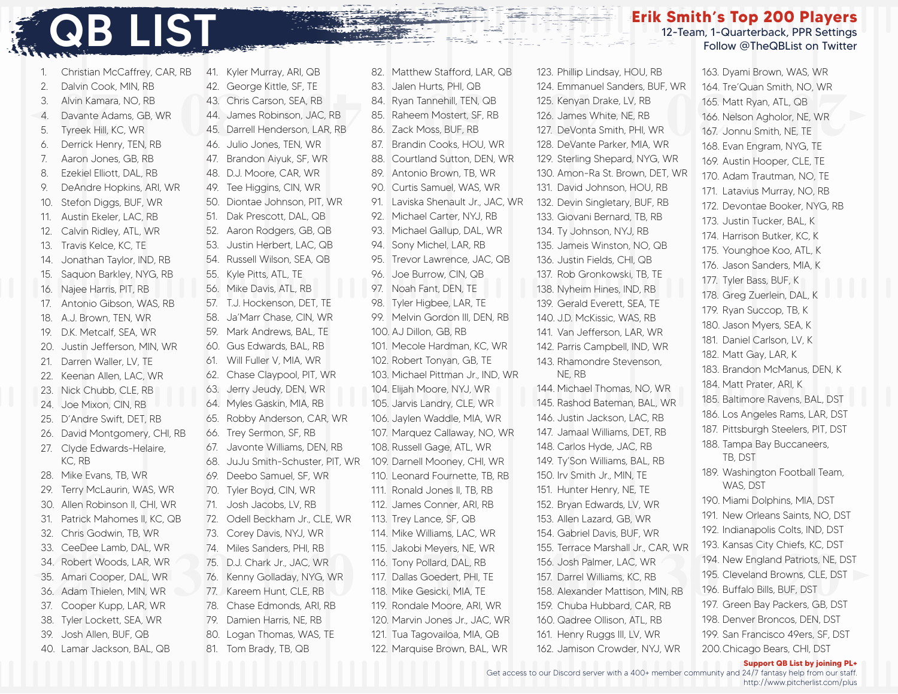# QB LIST

## Erik Smith's Top 200 Players

12-Team, 1-Quarterback, PPR Settings

Follow @TheQBList on Twitter

1. Christian McCaffrey, CAR, RB
2. Dalvin Cook, MIN, RB
3. Alvin Kamara, NO, RB
4. Davante Adams, GB, WR
5. Tyreek Hill, KC, WR
6. Derrick Henry, TEN, RB
7. Aaron Jones, GB, RB
8. Ezekiel Elliott, DAL, RB
9. DeAndre Hopkins, ARI, WR
10. Stefon Diggs, BUF, WR
11. Austin Ekeler, LAC, RB
12. Calvin Ridley, ATL, WR
13. Travis Kelce, KC, TE
14. Jonathan Taylor, IND, RB
15. Saquon Barkley, NYG, RB
16. Najee Harris, PIT, RB
17. Antonio Gibson, WAS, RB
18. A.J. Brown, TEN, WR
19. D.K. Metcalf, SEA, WR
20. Justin Jefferson, MIN, WR
21. Darren Waller, LV, TE
22. Keenan Allen, LAC, WR
23. Nick Chubb, CLE, RB
24. Joe Mixon, CIN, RB
25. D'Andre Swift, DET, RB
26. David Montgomery, CHI, RB
27. Clyde Edwards-Helaire, KC, RB
28. Mike Evans, TB, WR
29. Terry McLaurin, WAS, WR
30. Allen Robinson II, CHI, WR
31. Patrick Mahomes II, KC, QB
32. Chris Godwin, TB, WR
33. CeeDee Lamb, DAL, WR
34. Robert Woods, LAR, WR
35. Amari Cooper, DAL, WR
36. Adam Thielen, MIN, WR
37. Cooper Kupp, LAR, WR
38. Tyler Lockett, SEA, WR
39. Josh Allen, BUF, QB
40. Lamar Jackson, BAL, QB
41. Kyler Murray, ARI, QB
42. George Kittle, SF, TE
43. Chris Carson, SEA, RB
44. James Robinson, JAC, RB
45. Darrell Henderson, LAR, RB
46. Julio Jones, TEN, WR
47. Brandon Aiyuk, SF, WR
48. D.J. Moore, CAR, WR
49. Tee Higgins, CIN, WR
50. Diontae Johnson, PIT, WR
51. Dak Prescott, DAL, QB
52. Aaron Rodgers, GB, QB
53. Justin Herbert, LAC, QB
54. Russell Wilson, SEA, QB
55. Kyle Pitts, ATL, TE
56. Mike Davis, ATL, RB
57. T.J. Hockenson, DET, TE
58. Ja'Marr Chase, CIN, WR
59. Mark Andrews, BAL, TE
60. Gus Edwards, BAL, RB
61. Will Fuller V, MIA, WR
62. Chase Claypool, PIT, WR
63. Jerry Jeudy, DEN, WR
64. Myles Gaskin, MIA, RB
65. Robby Anderson, CAR, WR
66. Trey Sermon, SF, RB
67. Javonte Williams, DEN, RB
68. JuJu Smith-Schuster, PIT, WR
69. Deebo Samuel, SF, WR
70. Tyler Boyd, CIN, WR
71. Josh Jacobs, LV, RB
72. Odell Beckham Jr., CLE, WR
73. Corey Davis, NYJ, WR
74. Miles Sanders, PHI, RB
75. D.J. Chark Jr., JAC, WR
76. Kenny Golladay, NYG, WR
77. Kareem Hunt, CLE, RB
78. Chase Edmonds, ARI, RB
79. Damien Harris, NE, RB
80. Logan Thomas, WAS, TE
81. Tom Brady, TB, QB
82. Matthew Stafford, LAR, QB
83. Jalen Hurts, PHI, QB
84. Ryan Tannehill, TEN, QB
85. Raheem Mostert, SF, RB
86. Zack Moss, BUF, RB
87. Brandin Cooks, HOU, WR
88. Courtland Sutton, DEN, WR
89. Antonio Brown, TB, WR
90. Curtis Samuel, WAS, WR
91. Laviska Shenault Jr., JAC, WR
92. Michael Carter, NYJ, RB
93. Michael Gallup, DAL, WR
94. Sony Michel, LAR, RB
95. Trevor Lawrence, JAC, QB
96. Joe Burrow, CIN, QB
97. Noah Fant, DEN, TE
98. Tyler Higbee, LAR, TE
99. Melvin Gordon III, DEN, RB
100. AJ Dillon, GB, RB
101. Mecole Hardman, KC, WR
102. Robert Tonyan, GB, TE
103. Michael Pittman Jr., IND, WR
104. Elijah Moore, NYJ, WR
105. Jarvis Landry, CLE, WR
106. Jaylen Waddle, MIA, WR
107. Marquez Callaway, NO, WR
108. Russell Gage, ATL, WR
109. Darnell Mooney, CHI, WR
110. Leonard Fournette, TB, RB
111. Ronald Jones II, TB, RB
112. James Conner, ARI, RB
113. Trey Lance, SF, QB
114. Mike Williams, LAC, WR
115. Jakobi Meyers, NE, WR
116. Tony Pollard, DAL, RB
117. Dallas Goedert, PHI, TE
118. Mike Gesicki, MIA, TE
119. Rondale Moore, ARI, WR
120. Marvin Jones Jr., JAC, WR
121. Tua Tagovailoa, MIA, QB
122. Marquise Brown, BAL, WR
123. Phillip Lindsay, HOU, RB
124. Emmanuel Sanders, BUF, WR
125. Kenyan Drake, LV, RB
126. James White, NE, RB
127. DeVonta Smith, PHI, WR
128. DeVante Parker, MIA, WR
129. Sterling Shepard, NYG, WR
130. Amon-Ra St. Brown, DET, WR
131. David Johnson, HOU, RB
132. Devin Singletary, BUF, RB
133. Giovani Bernard, TB, RB
134. Ty Johnson, NYJ, RB
135. Jameis Winston, NO, QB
136. Justin Fields, CHI, QB
137. Rob Gronkowski, TB, TE
138. Nyheim Hines, IND, RB
139. Gerald Everett, SEA, TE
140. J.D. McKissic, WAS, RB
141. Van Jefferson, LAR, WR
142. Parris Campbell, IND, WR
143. Rhamondre Stevenson, NE, RB
144. Michael Thomas, NO, WR
145. Rashod Bateman, BAL, WR
146. Justin Jackson, LAC, RB
147. Jamaal Williams, DET, RB
148. Carlos Hyde, JAC, RB
149. Ty'Son Williams, BAL, RB
150. Irv Smith Jr., MIN, TE
151. Hunter Henry, NE, TE
152. Bryan Edwards, LV, WR
153. Allen Lazard, GB, WR
154. Gabriel Davis, BUF, WR
155. Terrace Marshall Jr., CAR, WR
156. Josh Palmer, LAC, WR
157. Darrel Williams, KC, RB
158. Alexander Mattison, MIN, RB
159. Chuba Hubbard, CAR, RB
160. Qadree Ollison, ATL, RB
161. Henry Ruggs III, LV, WR
162. Jamison Crowder, NYJ, WR
163. Dyami Brown, WAS, WR
164. Tre'Quan Smith, NO, WR
165. Matt Ryan, ATL, QB
166. Nelson Agholor, NE, WR
167. Jonnu Smith, NE, TE
168. Evan Engram, NYG, TE
169. Austin Hooper, CLE, TE
170. Adam Trautman, NO, TE
171. Latavius Murray, NO, RB
172. Devontae Booker, NYG, RB
173. Justin Tucker, BAL, K
174. Harrison Butker, KC, K
175. Younghoe Koo, ATL, K
176. Jason Sanders, MIA, K
177. Tyler Bass, BUF, K
178. Greg Zuerlein, DAL, K
179. Ryan Succop, TB, K
180. Jason Myers, SEA, K
181. Daniel Carlson, LV, K
182. Matt Gay, LAR, K
183. Brandon McManus, DEN, K
184. Matt Prater, ARI, K
185. Baltimore Ravens, BAL, DST
186. Los Angeles Rams, LAR, DST
187. Pittsburgh Steelers, PIT, DST
188. Tampa Bay Buccaneers, TB, DST
189. Washington Football Team, WAS, DST
190. Miami Dolphins, MIA, DST
191. New Orleans Saints, NO, DST
192. Indianapolis Colts, IND, DST
193. Kansas City Chiefs, KC, DST
194. New England Patriots, NE, DST
195. Cleveland Browns, CLE, DST
196. Buffalo Bills, BUF, DST
197. Green Bay Packers, GB, DST
198. Denver Broncos, DEN, DST
199. San Francisco 49ers, SF, DST
200. Chicago Bears, CHI, DST

**Support QB List by joining PL+**

Get access to our Discord server with a 400+ member community and 24/7 fantasy help from our staff.
http://www.pitcherlist.com/plus